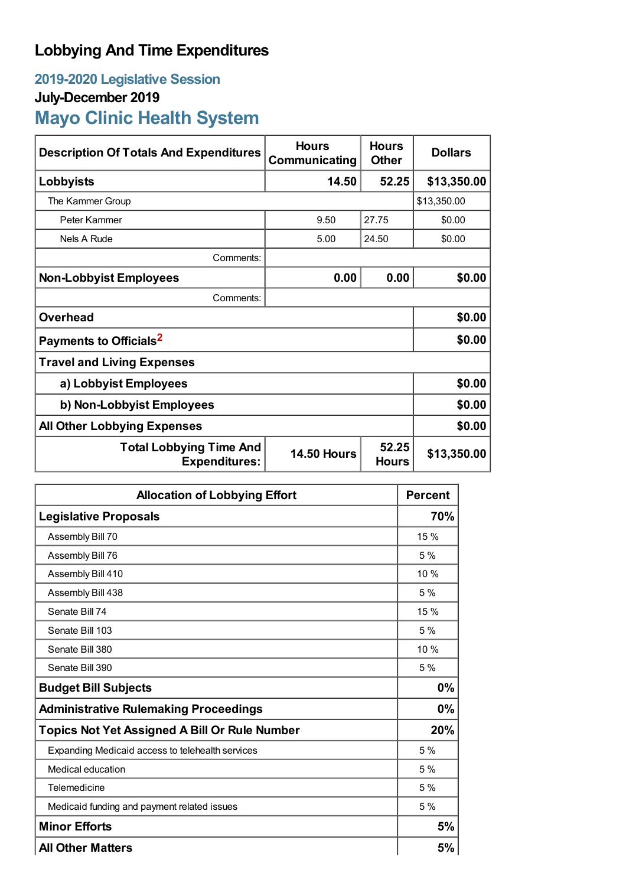# Lobbying And Time Expenditures

## 2019-2020 Legislative Session

### July-December 2019

## Mayo Clinic Health System

| Description Of Totals And Expenditures | Hours Communicating | Hours Other | Dollars |
|---|---|---|---|
| **Lobbyists** | **14.50** | **52.25** | **$13,350.00** |
| The Kammer Group | | | $13,350.00 |
| Peter Kammer | 9.50 | 27.75 | $0.00 |
| Nels A Rude | 5.00 | 24.50 | $0.00 |
| Comments: | | | |
| **Non-Lobbyist Employees** | **0.00** | **0.00** | **$0.00** |
| Comments: | | | |
| **Overhead** | | | **$0.00** |
| **Payments to Officials**[2] | | | **$0.00** |
| **Travel and Living Expenses** | | | |
| **a) Lobbyist Employees** | | | **$0.00** |
| **b) Non-Lobbyist Employees** | | | **$0.00** |
| **All Other Lobbying Expenses** | | | **$0.00** |
| **Total Lobbying Time And Expenditures:** | **14.50 Hours** | **52.25 Hours** | **$13,350.00** |

| Allocation of Lobbying Effort | Percent |
|---|---|
| **Legislative Proposals** | **70%** |
| Assembly Bill 70 | 15 % |
| Assembly Bill 76 | 5 % |
| Assembly Bill 410 | 10 % |
| Assembly Bill 438 | 5 % |
| Senate Bill 74 | 15 % |
| Senate Bill 103 | 5 % |
| Senate Bill 380 | 10 % |
| Senate Bill 390 | 5 % |
| **Budget Bill Subjects** | **0%** |
| **Administrative Rulemaking Proceedings** | **0%** |
| **Topics Not Yet Assigned A Bill Or Rule Number** | **20%** |
| Expanding Medicaid access to telehealth services | 5 % |
| Medical education | 5 % |
| Telemedicine | 5 % |
| Medicaid funding and payment related issues | 5 % |
| **Minor Efforts** | **5%** |
| **All Other Matters** | **5%** |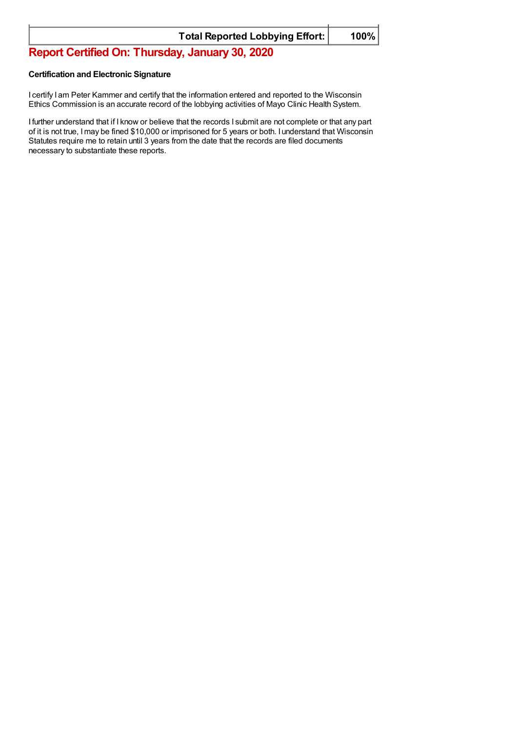| | |
|---|---|
| **Total Reported Lobbying Effort:** | **100%** |

## Report Certified On: Thursday, January 30, 2020

**Certification and Electronic Signature**

I certify I am Peter Kammer and certify that the information entered and reported to the Wisconsin Ethics Commission is an accurate record of the lobbying activities of Mayo Clinic Health System.

I further understand that if I know or believe that the records I submit are not complete or that any part of it is not true, I may be fined $10,000 or imprisoned for 5 years or both. I understand that Wisconsin Statutes require me to retain until 3 years from the date that the records are filed documents necessary to substantiate these reports.